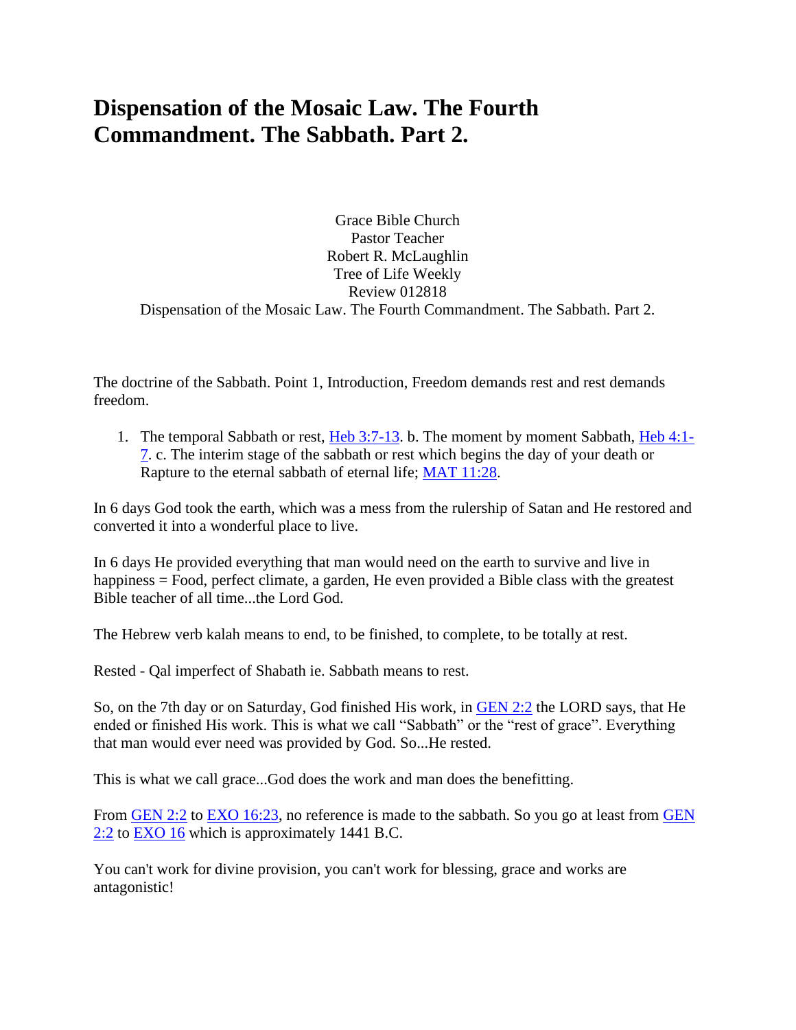# Dispensation of the Mosaic Law. The Fourth Commandment. The Sabbath. Part 2.

Grace Bible Church
Pastor Teacher
Robert R. McLaughlin
Tree of Life Weekly
Review 012818
Dispensation of the Mosaic Law. The Fourth Commandment. The Sabbath. Part 2.

The doctrine of the Sabbath. Point 1, Introduction, Freedom demands rest and rest demands freedom.

1. The temporal Sabbath or rest, Heb 3:7-13. b. The moment by moment Sabbath, Heb 4:1-7. c. The interim stage of the sabbath or rest which begins the day of your death or Rapture to the eternal sabbath of eternal life; MAT 11:28.

In 6 days God took the earth, which was a mess from the rulership of Satan and He restored and converted it into a wonderful place to live.

In 6 days He provided everything that man would need on the earth to survive and live in happiness = Food, perfect climate, a garden, He even provided a Bible class with the greatest Bible teacher of all time...the Lord God.

The Hebrew verb kalah means to end, to be finished, to complete, to be totally at rest.

Rested - Qal imperfect of Shabath ie. Sabbath means to rest.

So, on the 7th day or on Saturday, God finished His work, in GEN 2:2 the LORD says, that He ended or finished His work. This is what we call "Sabbath" or the "rest of grace". Everything that man would ever need was provided by God. So...He rested.

This is what we call grace...God does the work and man does the benefitting.

From GEN 2:2 to EXO 16:23, no reference is made to the sabbath. So you go at least from GEN 2:2 to EXO 16 which is approximately 1441 B.C.

You can't work for divine provision, you can't work for blessing, grace and works are antagonistic!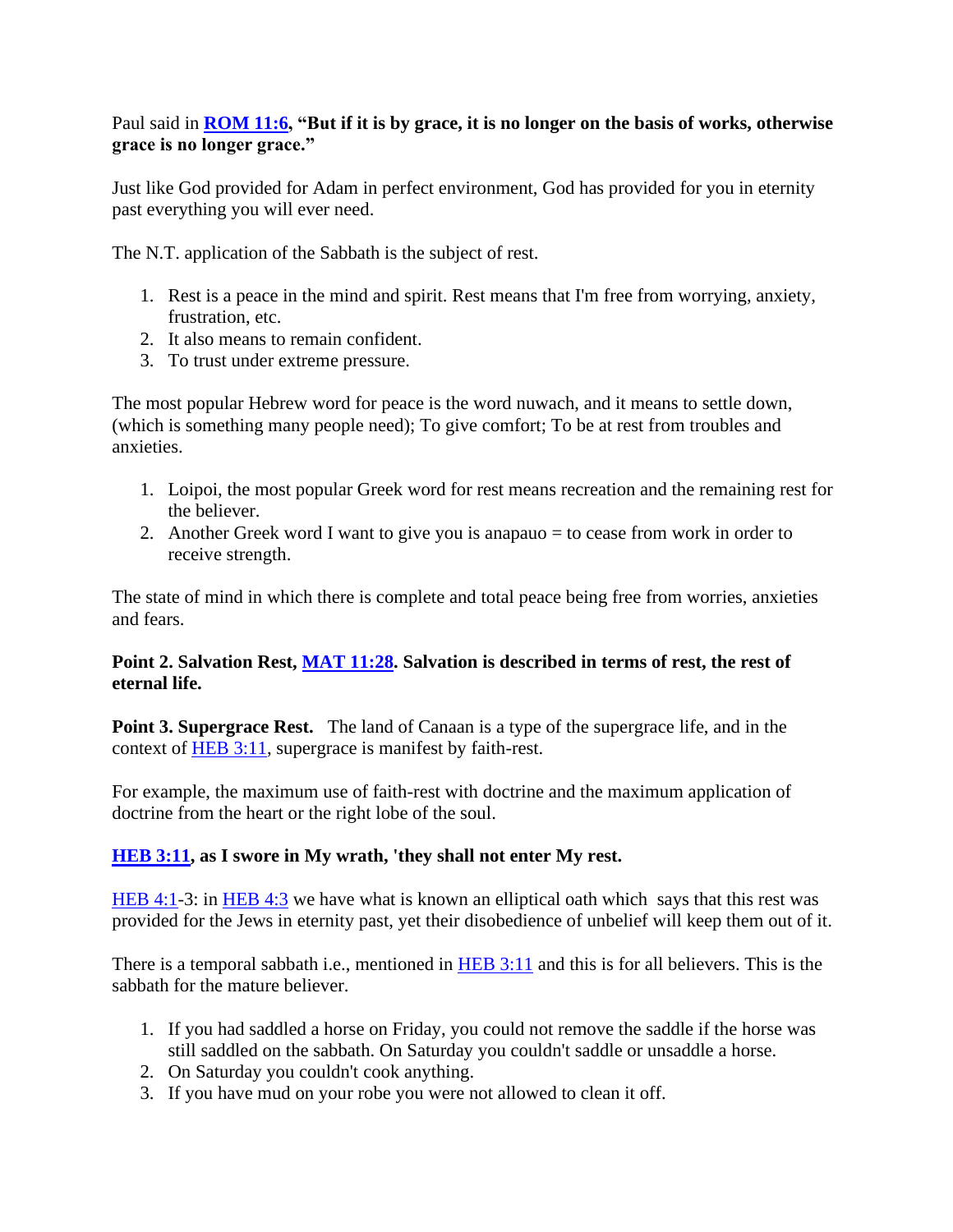Paul said in **[ROM 11:6](), "But if it is by grace, it is no longer on the basis of works, otherwise grace is no longer grace."**

Just like God provided for Adam in perfect environment, God has provided for you in eternity past everything you will ever need.

The N.T. application of the Sabbath is the subject of rest.

1. Rest is a peace in the mind and spirit. Rest means that I'm free from worrying, anxiety, frustration, etc.
2. It also means to remain confident.
3. To trust under extreme pressure.

The most popular Hebrew word for peace is the word nuwach, and it means to settle down, (which is something many people need); To give comfort; To be at rest from troubles and anxieties.

1. Loipoi, the most popular Greek word for rest means recreation and the remaining rest for the believer.
2. Another Greek word I want to give you is anapauo = to cease from work in order to receive strength.

The state of mind in which there is complete and total peace being free from worries, anxieties and fears.

**Point 2. Salvation Rest, [MAT 11:28](). Salvation is described in terms of rest, the rest of eternal life.**

**Point 3. Supergrace Rest.** The land of Canaan is a type of the supergrace life, and in the context of [HEB 3:11](), supergrace is manifest by faith-rest.

For example, the maximum use of faith-rest with doctrine and the maximum application of doctrine from the heart or the right lobe of the soul.

**[HEB 3:11](), as I swore in My wrath, 'they shall not enter My rest.**

[HEB 4:1]()-3: in [HEB 4:3]() we have what is known an elliptical oath which says that this rest was provided for the Jews in eternity past, yet their disobedience of unbelief will keep them out of it.

There is a temporal sabbath i.e., mentioned in [HEB 3:11]() and this is for all believers. This is the sabbath for the mature believer.

1. If you had saddled a horse on Friday, you could not remove the saddle if the horse was still saddled on the sabbath. On Saturday you couldn't saddle or unsaddle a horse.
2. On Saturday you couldn't cook anything.
3. If you have mud on your robe you were not allowed to clean it off.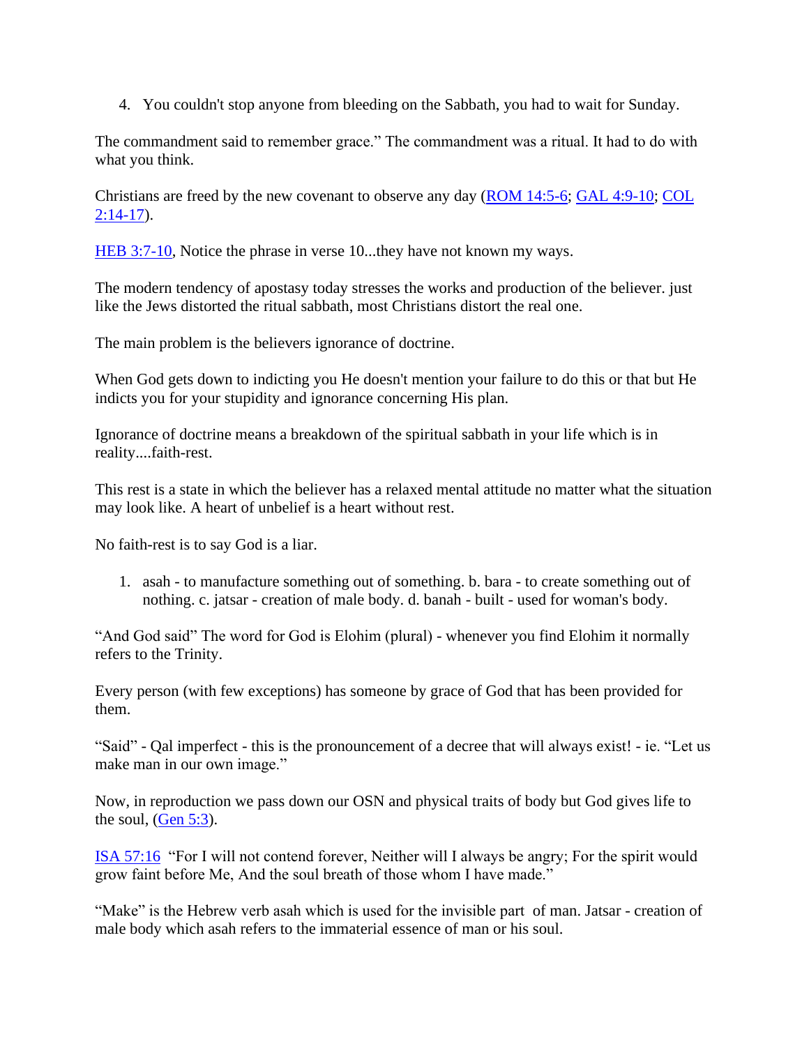4. You couldn't stop anyone from bleeding on the Sabbath, you had to wait for Sunday.

The commandment said to remember grace." The commandment was a ritual. It had to do with what you think.

Christians are freed by the new covenant to observe any day (ROM 14:5-6; GAL 4:9-10; COL 2:14-17).

HEB 3:7-10, Notice the phrase in verse 10...they have not known my ways.

The modern tendency of apostasy today stresses the works and production of the believer. just like the Jews distorted the ritual sabbath, most Christians distort the real one.

The main problem is the believers ignorance of doctrine.

When God gets down to indicting you He doesn't mention your failure to do this or that but He indicts you for your stupidity and ignorance concerning His plan.

Ignorance of doctrine means a breakdown of the spiritual sabbath in your life which is in reality....faith-rest.

This rest is a state in which the believer has a relaxed mental attitude no matter what the situation may look like. A heart of unbelief is a heart without rest.

No faith-rest is to say God is a liar.

1. asah - to manufacture something out of something. b. bara - to create something out of nothing. c. jatsar - creation of male body. d. banah - built - used for woman's body.

"And God said" The word for God is Elohim (plural) - whenever you find Elohim it normally refers to the Trinity.

Every person (with few exceptions) has someone by grace of God that has been provided for them.

"Said" - Qal imperfect - this is the pronouncement of a decree that will always exist! - ie. "Let us make man in our own image."

Now, in reproduction we pass down our OSN and physical traits of body but God gives life to the soul, (Gen 5:3).

ISA 57:16 "For I will not contend forever, Neither will I always be angry; For the spirit would grow faint before Me, And the soul breath of those whom I have made."

"Make" is the Hebrew verb asah which is used for the invisible part of man. Jatsar - creation of male body which asah refers to the immaterial essence of man or his soul.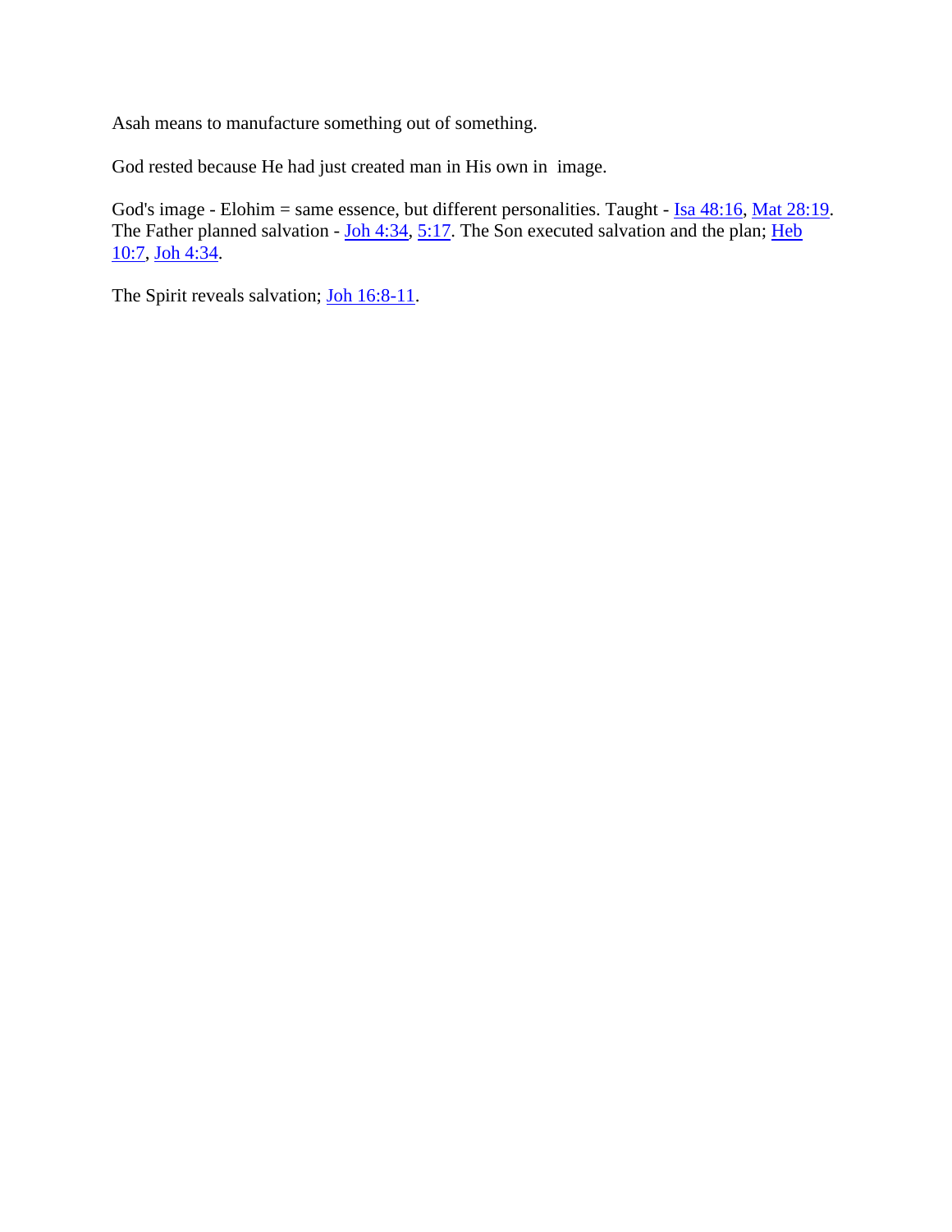Asah means to manufacture something out of something.

God rested because He had just created man in His own in  image.

God's image - Elohim = same essence, but different personalities. Taught - Isa 48:16, Mat 28:19. The Father planned salvation - Joh 4:34, 5:17. The Son executed salvation and the plan; Heb 10:7, Joh 4:34.

The Spirit reveals salvation; Joh 16:8-11.